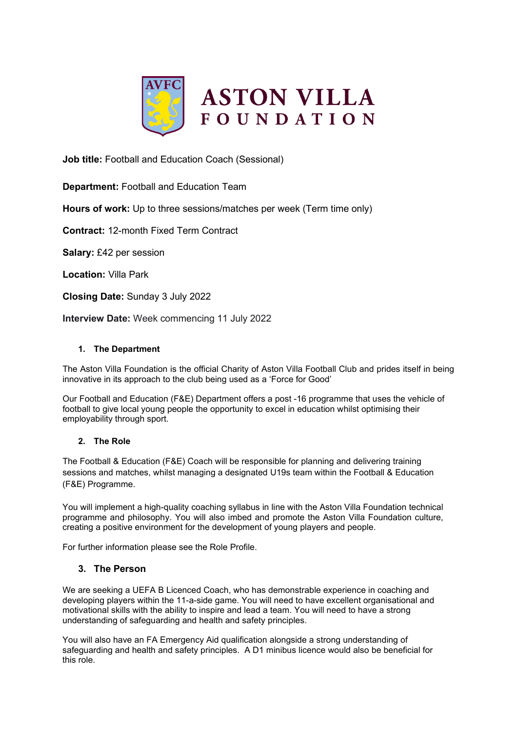ASTON VILLA FOUNDATION

**Job title:** Football and Education Coach (Sessional)

**Department:** Football and Education Team

**Hours of work:** Up to three sessions/matches per week (Term time only)

**Contract:** 12-month Fixed Term Contract

**Salary:** £42 per session

**Location:** Villa Park

**Closing Date:** Sunday 3 July 2022

**Interview Date:** Week commencing 11 July 2022

## 1. The Department

The Aston Villa Foundation is the official Charity of Aston Villa Football Club and prides itself in being innovative in its approach to the club being used as a 'Force for Good'

Our Football and Education (F&E) Department offers a post -16 programme that uses the vehicle of football to give local young people the opportunity to excel in education whilst optimising their employability through sport.

## 2. The Role

The Football & Education (F&E) Coach will be responsible for planning and delivering training sessions and matches, whilst managing a designated U19s team within the Football & Education (F&E) Programme.

You will implement a high-quality coaching syllabus in line with the Aston Villa Foundation technical programme and philosophy. You will also imbed and promote the Aston Villa Foundation culture, creating a positive environment for the development of young players and people.

For further information please see the Role Profile.

## 3. The Person

We are seeking a UEFA B Licenced Coach, who has demonstrable experience in coaching and developing players within the 11-a-side game. You will need to have excellent organisational and motivational skills with the ability to inspire and lead a team. You will need to have a strong understanding of safeguarding and health and safety principles.

You will also have an FA Emergency Aid qualification alongside a strong understanding of safeguarding and health and safety principles. A D1 minibus licence would also be beneficial for this role.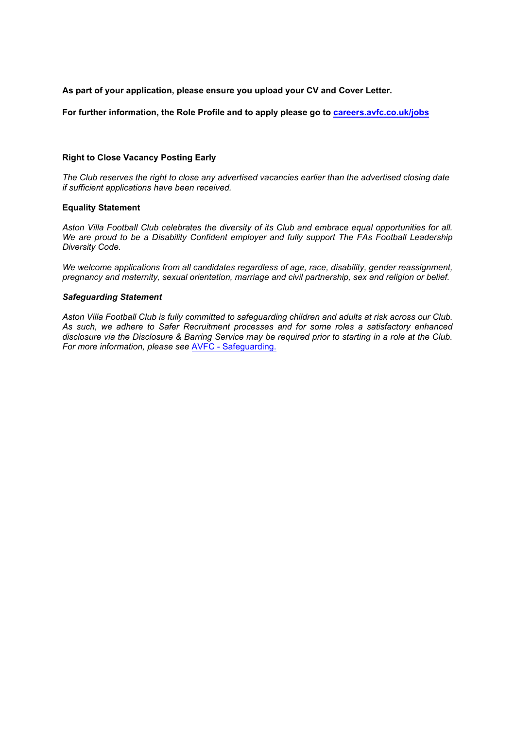**As part of your application, please ensure you upload your CV and Cover Letter.**

**For further information, the Role Profile and to apply please go to [careers.avfc.co.uk/jobs](careers.avfc.co.uk/jobs)**

**Right to Close Vacancy Posting Early**

*The Club reserves the right to close any advertised vacancies earlier than the advertised closing date if sufficient applications have been received.*

**Equality Statement**

*Aston Villa Football Club celebrates the diversity of its Club and embrace equal opportunities for all. We are proud to be a Disability Confident employer and fully support The FAs Football Leadership Diversity Code.*

*We welcome applications from all candidates regardless of age, race, disability, gender reassignment, pregnancy and maternity, sexual orientation, marriage and civil partnership, sex and religion or belief.*

***Safeguarding Statement***

*Aston Villa Football Club is fully committed to safeguarding children and adults at risk across our Club. As such, we adhere to Safer Recruitment processes and for some roles a satisfactory enhanced disclosure via the Disclosure & Barring Service may be required prior to starting in a role at the Club. For more information, please see* AVFC - Safeguarding.